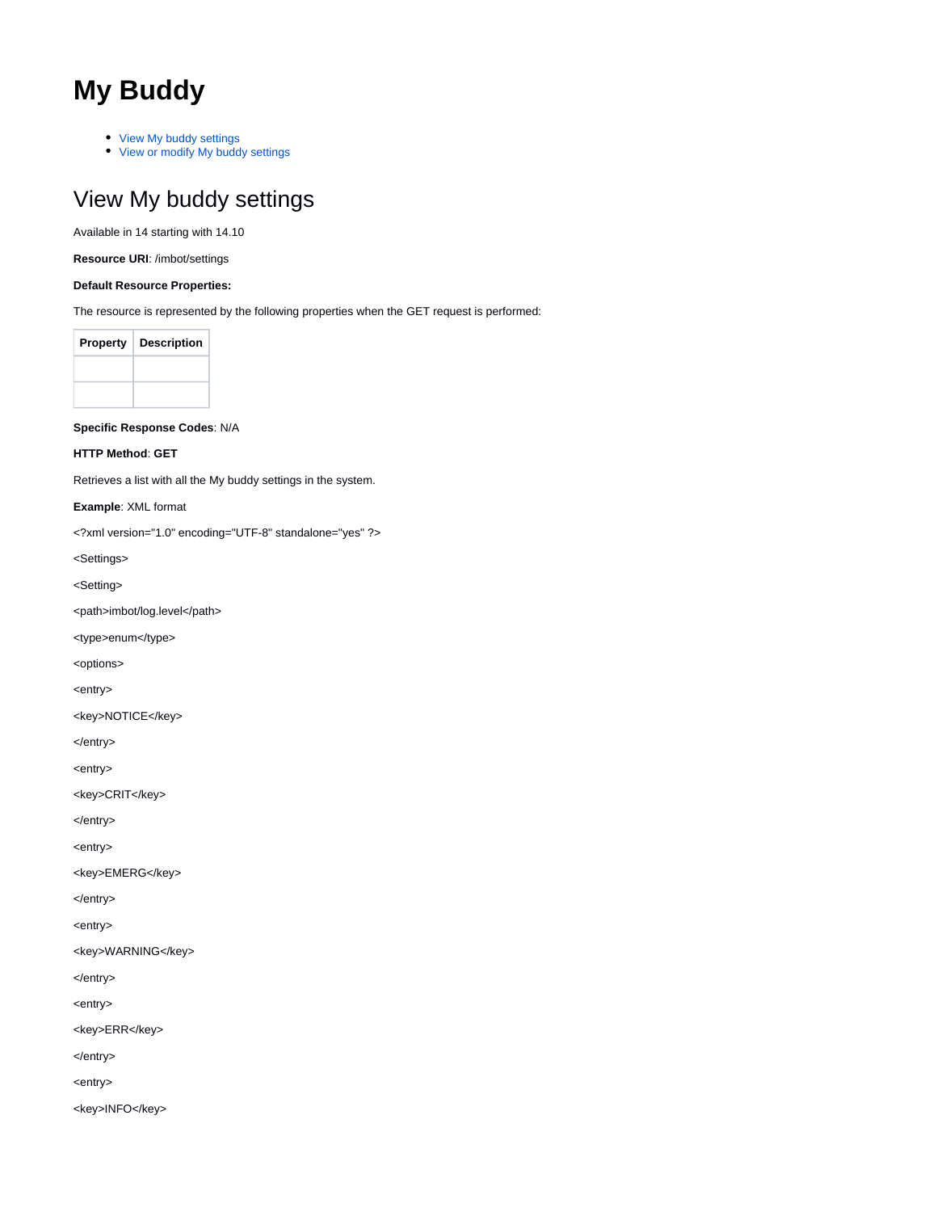# My Buddy

- View My buddy settings
- View or modify My buddy settings

## View My buddy settings

Available in 14 starting with 14.10

**Resource URI**: /imbot/settings

**Default Resource Properties:**

The resource is represented by the following properties when the GET request is performed:

| Property | Description |
| --- | --- |
| | |
| | |

**Specific Response Codes**: N/A

**HTTP Method**: **GET**

Retrieves a list with all the My buddy settings in the system.

**Example**: XML format

```
<?xml version="1.0" encoding="UTF-8" standalone="yes" ?>
<Settings>
<Setting>
<path>imbot/log.level</path>
<type>enum</type>
<options>
<entry>
<key>NOTICE</key>
</entry>
<entry>
<key>CRIT</key>
</entry>
<entry>
<key>EMERG</key>
</entry>
<entry>
<key>WARNING</key>
</entry>
<entry>
<key>ERR</key>
</entry>
<entry>
<key>INFO</key>
```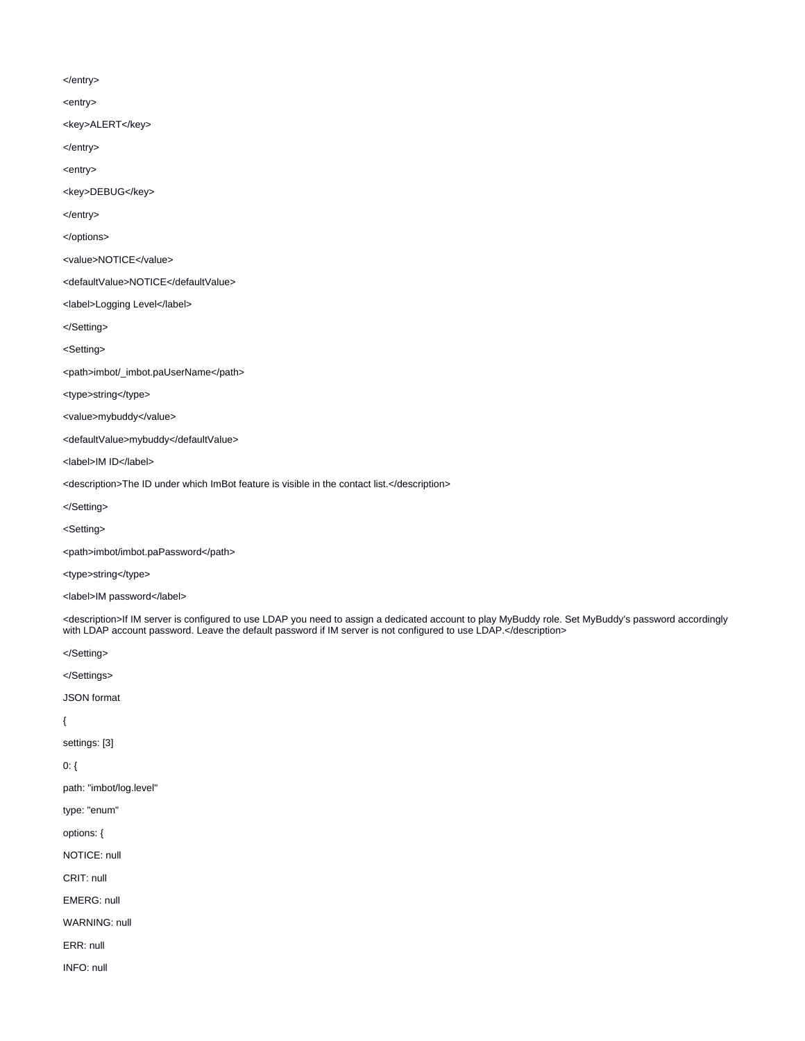</entry>

<entry>

<key>ALERT</key>

</entry>

<entry>

<key>DEBUG</key>

</entry>

</options>

<value>NOTICE</value>

<defaultValue>NOTICE</defaultValue>

<label>Logging Level</label>

</Setting>

<Setting>

<path>imbot/_imbot.paUserName</path>

<type>string</type>

<value>mybuddy</value>

<defaultValue>mybuddy</defaultValue>

<label>IM ID</label>

<description>The ID under which ImBot feature is visible in the contact list.</description>

</Setting>

<Setting>

<path>imbot/imbot.paPassword</path>

<type>string</type>

<label>IM password</label>

<description>If IM server is configured to use LDAP you need to assign a dedicated account to play MyBuddy role. Set MyBuddy's password accordingly with LDAP account password. Leave the default password if IM server is not configured to use LDAP.</description>

</Setting>

</Settings>

JSON format

{

settings: [3]

0: {

path: "imbot/log.level"

type: "enum"

options: {

NOTICE: null

CRIT: null

EMERG: null

WARNING: null

ERR: null

INFO: null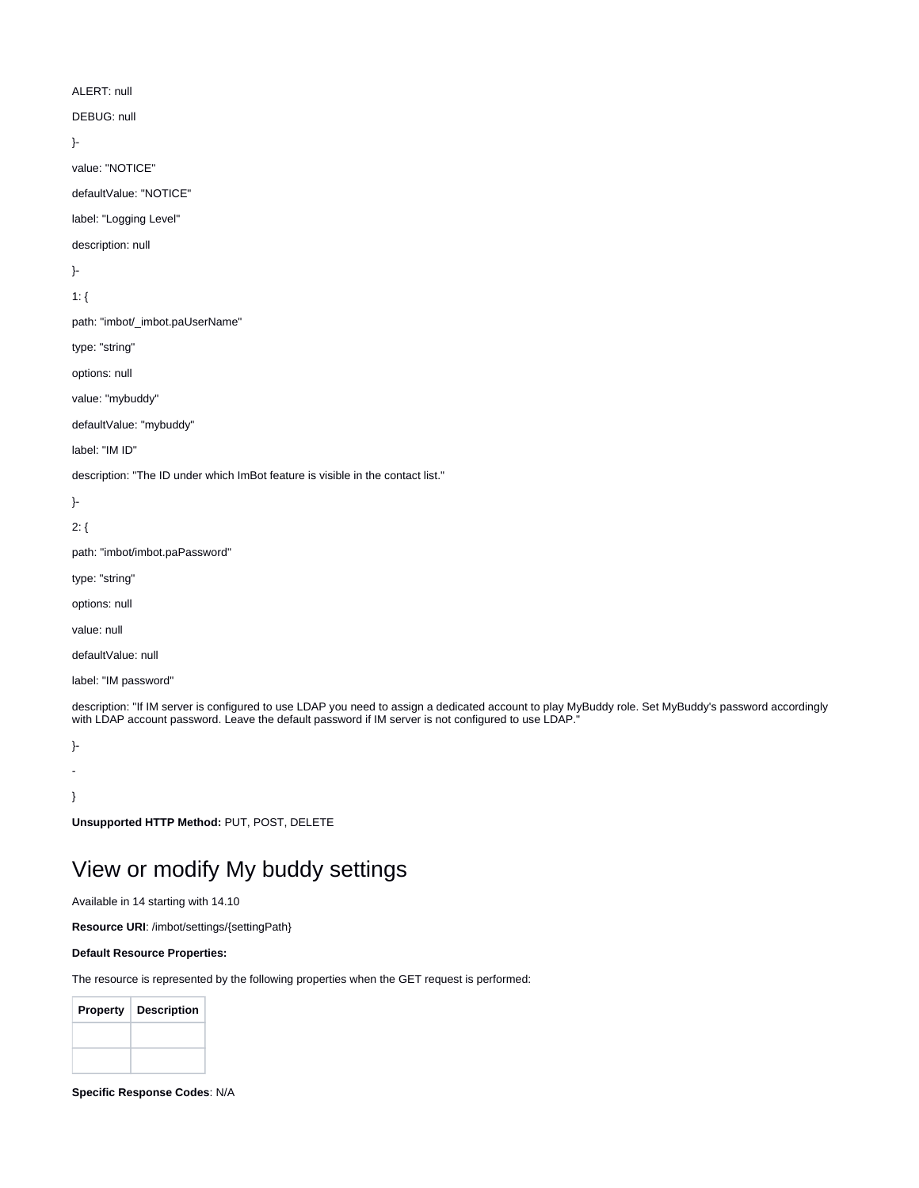ALERT: null

DEBUG: null

}-

value: "NOTICE"

defaultValue: "NOTICE"

label: "Logging Level"

description: null

}-

1: {

path: "imbot/_imbot.paUserName"

type: "string"

options: null

value: "mybuddy"

defaultValue: "mybuddy"

label: "IM ID"

description: "The ID under which ImBot feature is visible in the contact list."

}-

2: {

path: "imbot/imbot.paPassword"

type: "string"

options: null

value: null

defaultValue: null

label: "IM password"

description: "If IM server is configured to use LDAP you need to assign a dedicated account to play MyBuddy role. Set MyBuddy's password accordingly with LDAP account password. Leave the default password if IM server is not configured to use LDAP."

}-

-

}

**Unsupported HTTP Method:** PUT, POST, DELETE

# View or modify My buddy settings

Available in 14 starting with 14.10

**Resource URI**: /imbot/settings/{settingPath}

**Default Resource Properties:**

The resource is represented by the following properties when the GET request is performed:

| Property | Description |
|---|---|
| | |
| | |

**Specific Response Codes**: N/A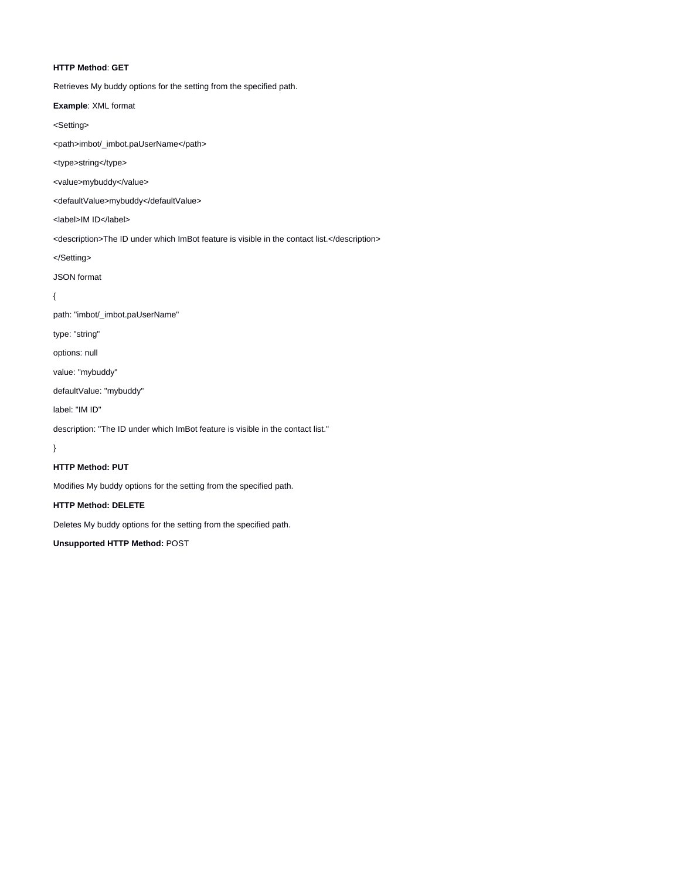**HTTP Method**: **GET**

Retrieves My buddy options for the setting from the specified path.

**Example**: XML format

```
<Setting>
<path>imbot/_imbot.paUserName</path>
<type>string</type>
<value>mybuddy</value>
<defaultValue>mybuddy</defaultValue>
<label>IM ID</label>
<description>The ID under which ImBot feature is visible in the contact list.</description>
</Setting>
```

JSON format

```
{
path: "imbot/_imbot.paUserName"
type: "string"
options: null
value: "mybuddy"
defaultValue: "mybuddy"
label: "IM ID"
description: "The ID under which ImBot feature is visible in the contact list."
}
```

**HTTP Method: PUT**

Modifies My buddy options for the setting from the specified path.

**HTTP Method: DELETE**

Deletes My buddy options for the setting from the specified path.

**Unsupported HTTP Method:** POST